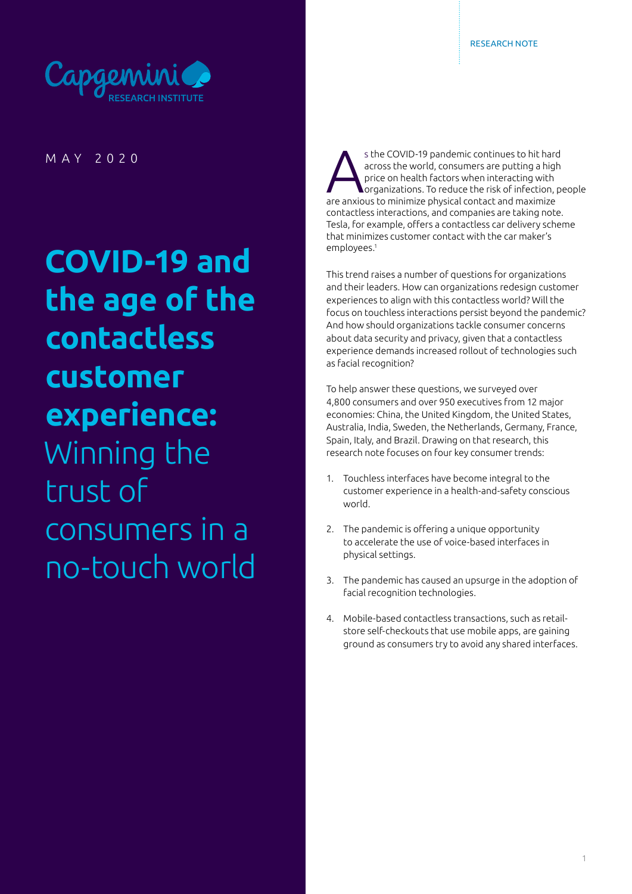Capgemini RESEARCH INSTITUTE

RESEARCH NOTE

MAY 2020

# COVID-19 and the age of the contactless customer experience: Winning the trust of consumers in a no-touch world

As the COVID-19 pandemic continues to hit hard across the world, consumers are putting a high price on health factors when interacting with organizations. To reduce the risk of infection, people are anxious to minimize physical contact and maximize contactless interactions, and companies are taking note. Tesla, for example, offers a contactless car delivery scheme that minimizes customer contact with the car maker's employees.[1]

This trend raises a number of questions for organizations and their leaders. How can organizations redesign customer experiences to align with this contactless world? Will the focus on touchless interactions persist beyond the pandemic? And how should organizations tackle consumer concerns about data security and privacy, given that a contactless experience demands increased rollout of technologies such as facial recognition?

To help answer these questions, we surveyed over 4,800 consumers and over 950 executives from 12 major economies: China, the United Kingdom, the United States, Australia, India, Sweden, the Netherlands, Germany, France, Spain, Italy, and Brazil. Drawing on that research, this research note focuses on four key consumer trends:

1. Touchless interfaces have become integral to the customer experience in a health-and-safety conscious world.
2. The pandemic is offering a unique opportunity to accelerate the use of voice-based interfaces in physical settings.
3. The pandemic has caused an upsurge in the adoption of facial recognition technologies.
4. Mobile-based contactless transactions, such as retail-store self-checkouts that use mobile apps, are gaining ground as consumers try to avoid any shared interfaces.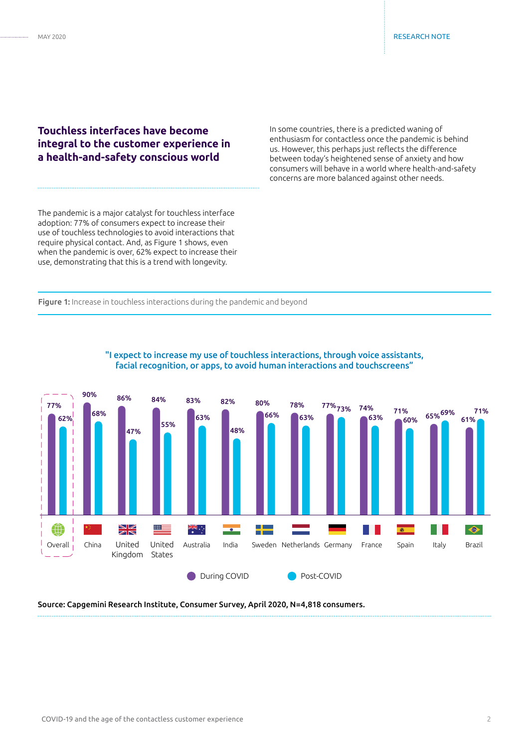## Touchless interfaces have become integral to the customer experience in a health-and-safety conscious world

The pandemic is a major catalyst for touchless interface adoption: 77% of consumers expect to increase their use of touchless technologies to avoid interactions that require physical contact. And, as Figure 1 shows, even when the pandemic is over, 62% expect to increase their use, demonstrating that this is a trend with longevity.

In some countries, there is a predicted waning of enthusiasm for contactless once the pandemic is behind us. However, this perhaps just reflects the difference between today's heightened sense of anxiety and how consumers will behave in a world where health-and-safety concerns are more balanced against other needs.

**Figure 1:** Increase in touchless interactions during the pandemic and beyond

"I expect to increase my use of touchless interactions, through voice assistants, facial recognition, or apps, to avoid human interactions and touchscreens"

| | During COVID | Post-COVID |
|---|---|---|
| Overall | 77% | 62% |
| China | 90% | 68% |
| United Kingdom | 86% | 47% |
| United States | 84% | 55% |
| Australia | 83% | 63% |
| India | 82% | 48% |
| Sweden | 80% | 66% |
| Netherlands | 78% | 63% |
| Germany | 77% | 73% |
| France | 74% | 63% |
| Spain | 71% | 60% |
| Italy | 65% | 69% |
| Brazil | 61% | 71% |

**Source: Capgemini Research Institute, Consumer Survey, April 2020, N=4,818 consumers.**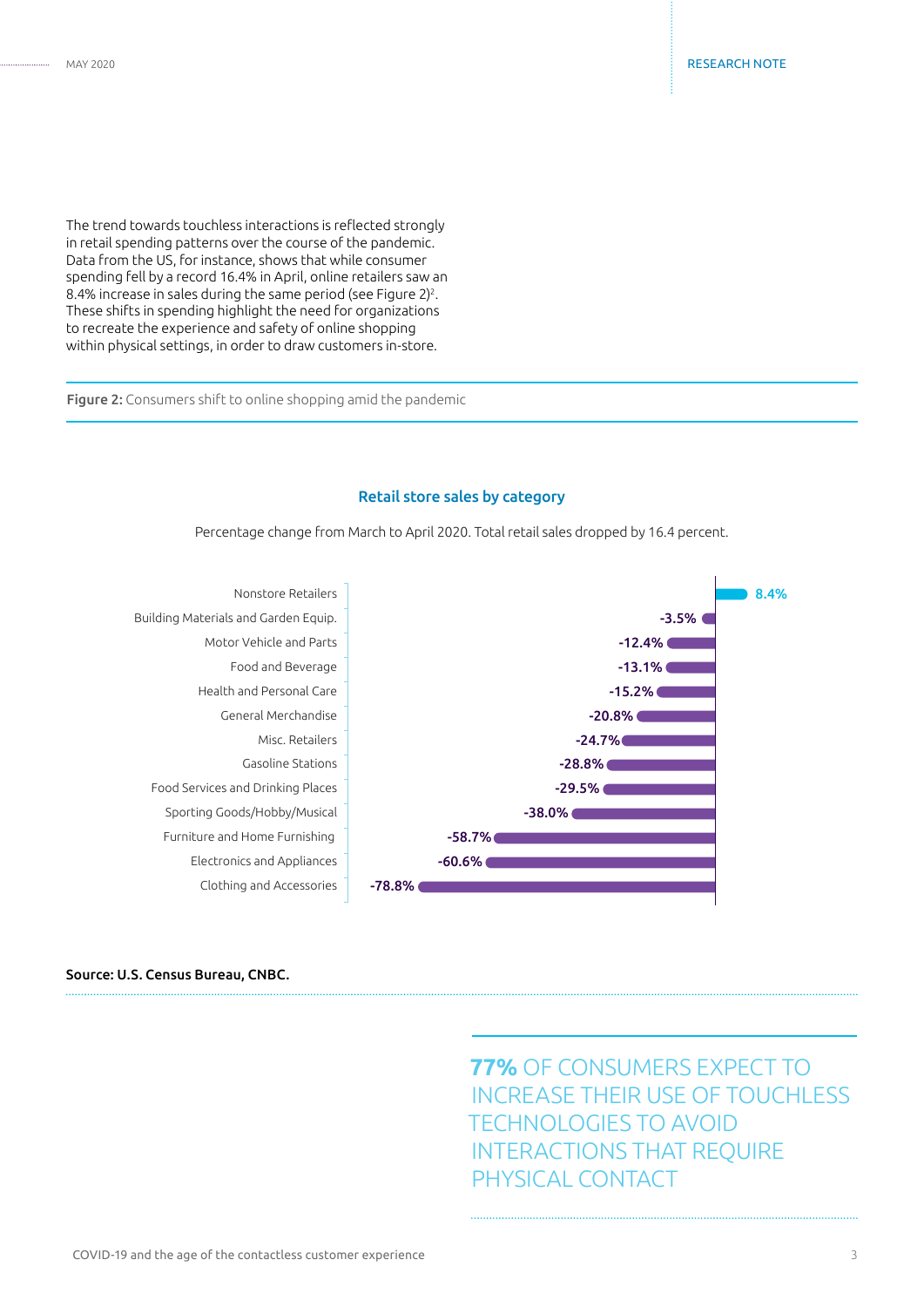The trend towards touchless interactions is reflected strongly in retail spending patterns over the course of the pandemic. Data from the US, for instance, shows that while consumer spending fell by a record 16.4% in April, online retailers saw an 8.4% increase in sales during the same period (see Figure 2)[2]. These shifts in spending highlight the need for organizations to recreate the experience and safety of online shopping within physical settings, in order to draw customers in-store.

**Figure 2:** Consumers shift to online shopping amid the pandemic

**Retail store sales by category**

Percentage change from March to April 2020. Total retail sales dropped by 16.4 percent.

Nonstore Retailers 8.4%
Building Materials and Garden Equip. -3.5%
Motor Vehicle and Parts -12.4%
Food and Beverage -13.1%
Health and Personal Care -15.2%
General Merchandise -20.8%
Misc. Retailers -24.7%
Gasoline Stations -28.8%
Food Services and Drinking Places -29.5%
Sporting Goods/Hobby/Musical -38.0%
Furniture and Home Furnishing -58.7%
Electronics and Appliances -60.6%
Clothing and Accessories -78.8%

**Source: U.S. Census Bureau, CNBC.**

**77%** OF CONSUMERS EXPECT TO INCREASE THEIR USE OF TOUCHLESS TECHNOLOGIES TO AVOID INTERACTIONS THAT REQUIRE PHYSICAL CONTACT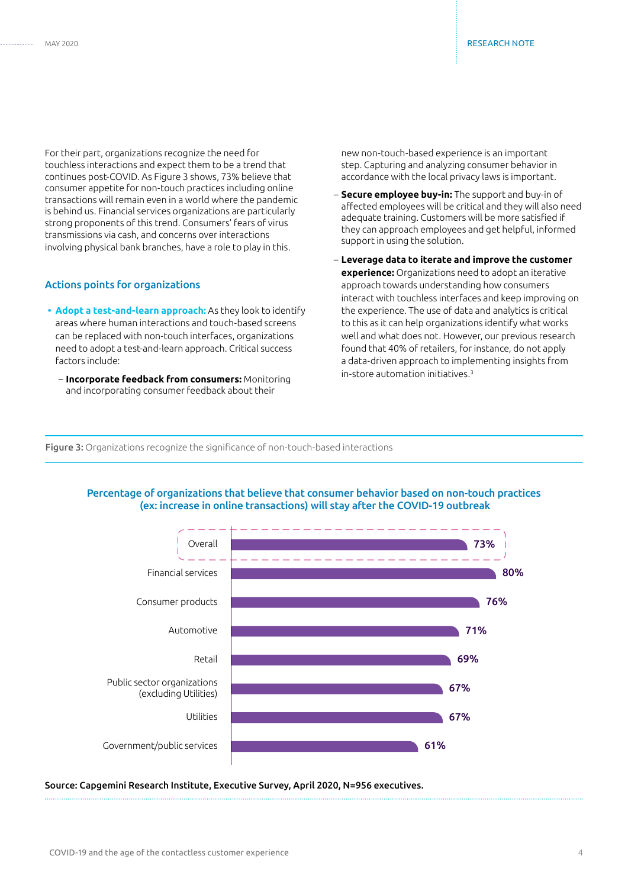For their part, organizations recognize the need for touchless interactions and expect them to be a trend that continues post-COVID. As Figure 3 shows, 73% believe that consumer appetite for non-touch practices including online transactions will remain even in a world where the pandemic is behind us. Financial services organizations are particularly strong proponents of this trend. Consumers' fears of virus transmissions via cash, and concerns over interactions involving physical bank branches, have a role to play in this.

### Actions points for organizations

- **Adopt a test-and-learn approach:** As they look to identify areas where human interactions and touch-based screens can be replaced with non-touch interfaces, organizations need to adopt a test-and-learn approach. Critical success factors include:
  - **Incorporate feedback from consumers:** Monitoring and incorporating consumer feedback about their new non-touch-based experience is an important step. Capturing and analyzing consumer behavior in accordance with the local privacy laws is important.
  - **Secure employee buy-in:** The support and buy-in of affected employees will be critical and they will also need adequate training. Customers will be more satisfied if they can approach employees and get helpful, informed support in using the solution.
  - **Leverage data to iterate and improve the customer experience:** Organizations need to adopt an iterative approach towards understanding how consumers interact with touchless interfaces and keep improving on the experience. The use of data and analytics is critical to this as it can help organizations identify what works well and what does not. However, our previous research found that 40% of retailers, for instance, do not apply a data-driven approach to implementing insights from in-store automation initiatives.[3]

**Figure 3:** Organizations recognize the significance of non-touch-based interactions

Percentage of organizations that believe that consumer behavior based on non-touch practices (ex: increase in online transactions) will stay after the COVID-19 outbreak

Overall 73%
Financial services 80%
Consumer products 76%
Automotive 71%
Retail 69%
Public sector organizations (excluding Utilities) 67%
Utilities 67%
Government/public services 61%

**Source: Capgemini Research Institute, Executive Survey, April 2020, N=956 executives.**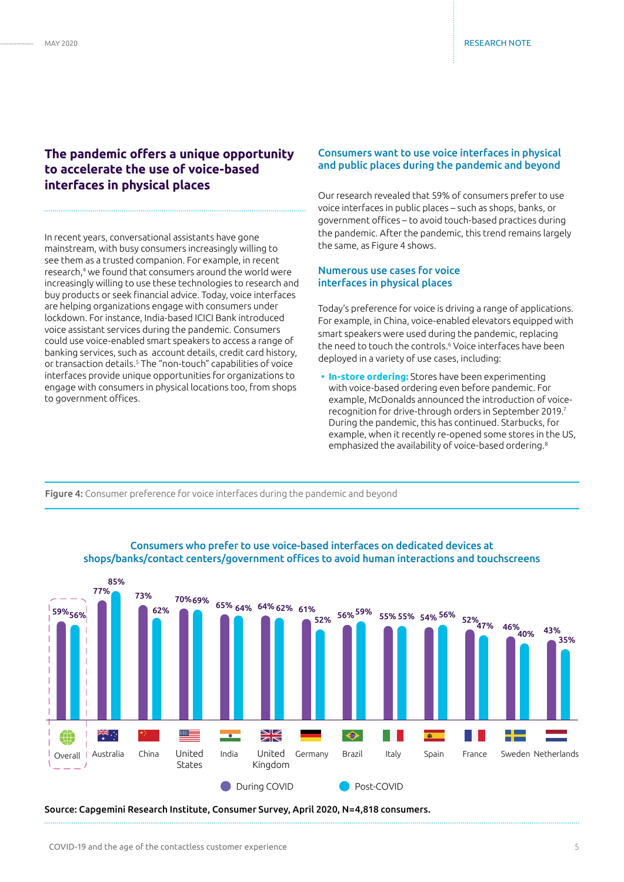## The pandemic offers a unique opportunity to accelerate the use of voice-based interfaces in physical places

In recent years, conversational assistants have gone mainstream, with busy consumers increasingly willing to see them as a trusted companion. For example, in recent research,[4] we found that consumers around the world were increasingly willing to use these technologies to research and buy products or seek financial advice. Today, voice interfaces are helping organizations engage with consumers under lockdown. For instance, India-based ICICI Bank introduced voice assistant services during the pandemic. Consumers could use voice-enabled smart speakers to access a range of banking services, such as account details, credit card history, or transaction details.[5] The "non-touch" capabilities of voice interfaces provide unique opportunities for organizations to engage with consumers in physical locations too, from shops to government offices.

### Consumers want to use voice interfaces in physical and public places during the pandemic and beyond

Our research revealed that 59% of consumers prefer to use voice interfaces in public places – such as shops, banks, or government offices – to avoid touch-based practices during the pandemic. After the pandemic, this trend remains largely the same, as Figure 4 shows.

### Numerous use cases for voice interfaces in physical places

Today's preference for voice is driving a range of applications. For example, in China, voice-enabled elevators equipped with smart speakers were used during the pandemic, replacing the need to touch the controls.[6] Voice interfaces have been deployed in a variety of use cases, including:

- **In-store ordering:** Stores have been experimenting with voice-based ordering even before pandemic. For example, McDonalds announced the introduction of voice-recognition for drive-through orders in September 2019.[7] During the pandemic, this has continued. Starbucks, for example, when it recently re-opened some stores in the US, emphasized the availability of voice-based ordering.[8]

**Figure 4:** Consumer preference for voice interfaces during the pandemic and beyond

Consumers who prefer to use voice-based interfaces on dedicated devices at shops/banks/contact centers/government offices to avoid human interactions and touchscreens

Overall: 59% 56%
Australia: 77% 85%
China: 73% 62%
United States: 70% 69%
India: 65% 64%
United Kingdom: 64% 62%
Germany: 61% 52%
Brazil: 56% 59%
Italy: 55% 55%
Spain: 54% 56%
France: 52% 47%
Sweden: 46% 40%
Netherlands: 43% 35%

During COVID · Post-COVID

**Source: Capgemini Research Institute, Consumer Survey, April 2020, N=4,818 consumers.**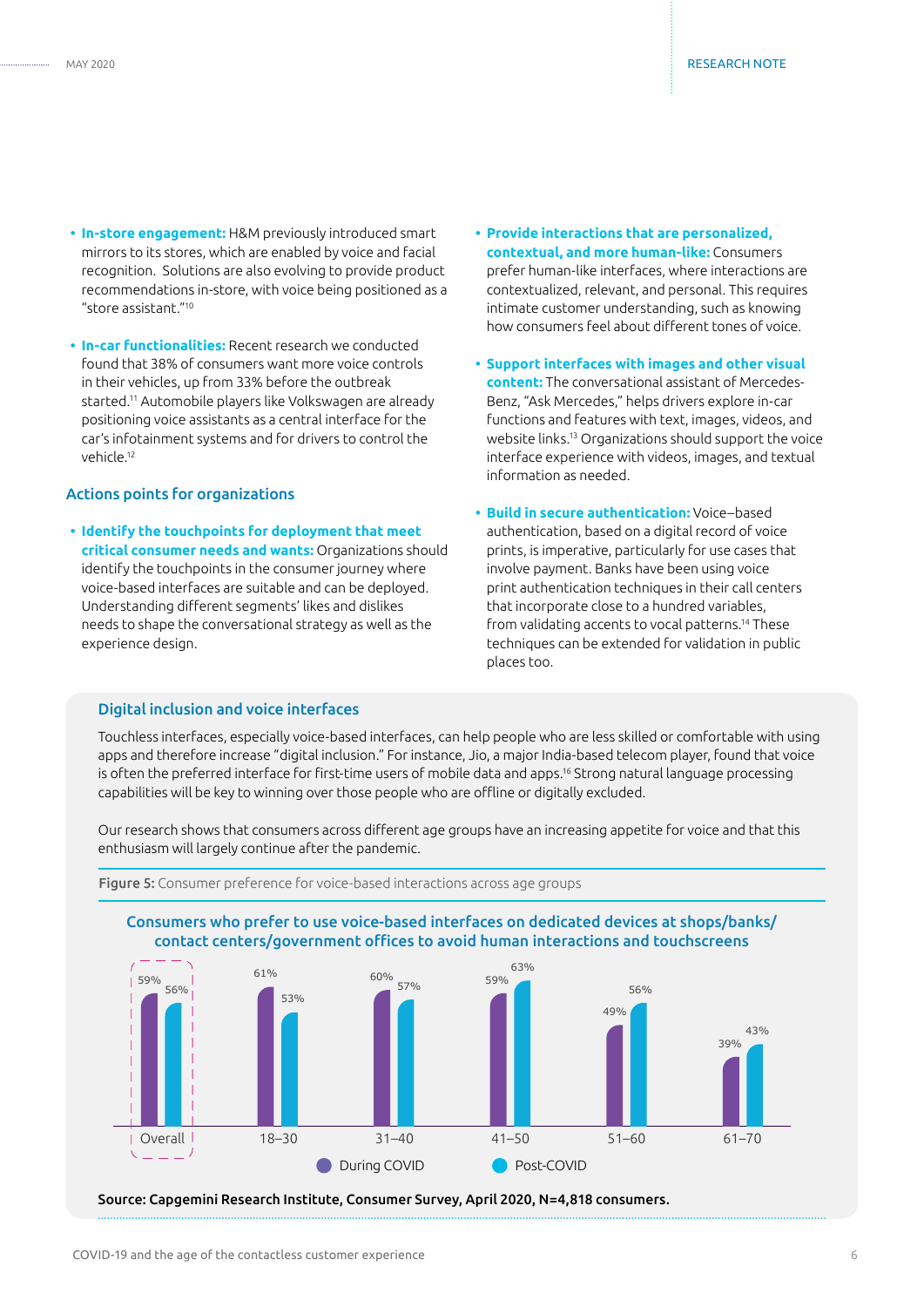- **In-store engagement:** H&M previously introduced smart mirrors to its stores, which are enabled by voice and facial recognition. Solutions are also evolving to provide product recommendations in-store, with voice being positioned as a "store assistant."[10]

- **In-car functionalities:** Recent research we conducted found that 38% of consumers want more voice controls in their vehicles, up from 33% before the outbreak started.[11] Automobile players like Volkswagen are already positioning voice assistants as a central interface for the car's infotainment systems and for drivers to control the vehicle.[12]

### Actions points for organizations

- **Identify the touchpoints for deployment that meet critical consumer needs and wants:** Organizations should identify the touchpoints in the consumer journey where voice-based interfaces are suitable and can be deployed. Understanding different segments' likes and dislikes needs to shape the conversational strategy as well as the experience design.

- **Provide interactions that are personalized, contextual, and more human-like:** Consumers prefer human-like interfaces, where interactions are contextualized, relevant, and personal. This requires intimate customer understanding, such as knowing how consumers feel about different tones of voice.

- **Support interfaces with images and other visual content:** The conversational assistant of Mercedes-Benz, "Ask Mercedes," helps drivers explore in-car functions and features with text, images, videos, and website links.[13] Organizations should support the voice interface experience with videos, images, and textual information as needed.

- **Build in secure authentication:** Voice–based authentication, based on a digital record of voice prints, is imperative, particularly for use cases that involve payment. Banks have been using voice print authentication techniques in their call centers that incorporate close to a hundred variables, from validating accents to vocal patterns.[14] These techniques can be extended for validation in public places too.

### Digital inclusion and voice interfaces

Touchless interfaces, especially voice-based interfaces, can help people who are less skilled or comfortable with using apps and therefore increase "digital inclusion." For instance, Jio, a major India-based telecom player, found that voice is often the preferred interface for first-time users of mobile data and apps.[16] Strong natural language processing capabilities will be key to winning over those people who are offline or digitally excluded.

Our research shows that consumers across different age groups have an increasing appetite for voice and that this enthusiasm will largely continue after the pandemic.

**Figure 5:** Consumer preference for voice-based interactions across age groups

Consumers who prefer to use voice-based interfaces on dedicated devices at shops/banks/contact centers/government offices to avoid human interactions and touchscreens

Overall: 59%, 56%
18–30: 61%, 53%
31–40: 60%, 57%
41–50: 59%, 63%
51–60: 49%, 56%
61–70: 39%, 43%

During COVID
Post-COVID

**Source: Capgemini Research Institute, Consumer Survey, April 2020, N=4,818 consumers.**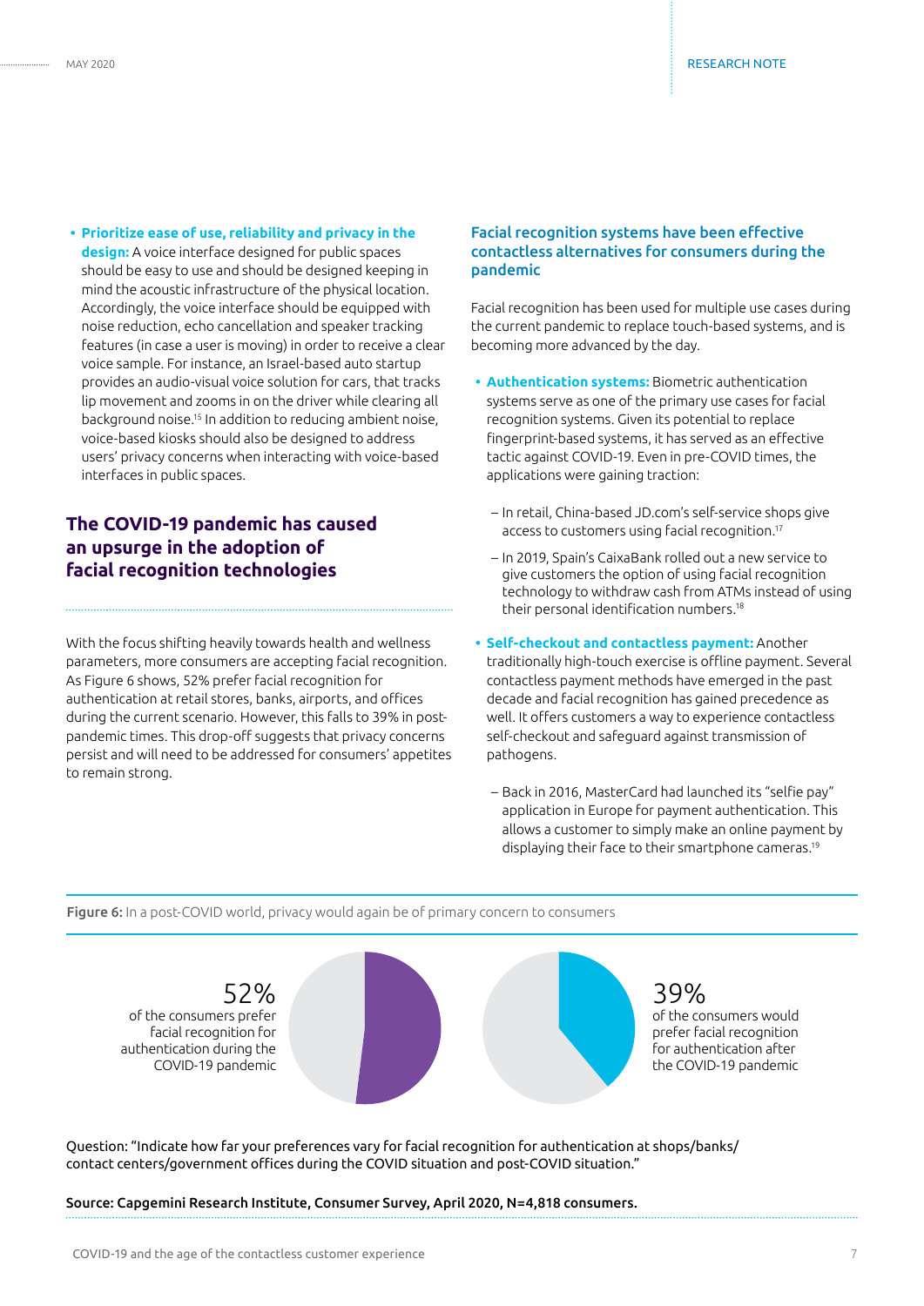- **Prioritize ease of use, reliability and privacy in the design:** A voice interface designed for public spaces should be easy to use and should be designed keeping in mind the acoustic infrastructure of the physical location. Accordingly, the voice interface should be equipped with noise reduction, echo cancellation and speaker tracking features (in case a user is moving) in order to receive a clear voice sample. For instance, an Israel-based auto startup provides an audio-visual voice solution for cars, that tracks lip movement and zooms in on the driver while clearing all background noise.[15] In addition to reducing ambient noise, voice-based kiosks should also be designed to address users' privacy concerns when interacting with voice-based interfaces in public spaces.

## The COVID-19 pandemic has caused an upsurge in the adoption of facial recognition technologies

With the focus shifting heavily towards health and wellness parameters, more consumers are accepting facial recognition. As Figure 6 shows, 52% prefer facial recognition for authentication at retail stores, banks, airports, and offices during the current scenario. However, this falls to 39% in post-pandemic times. This drop-off suggests that privacy concerns persist and will need to be addressed for consumers' appetites to remain strong.

### Facial recognition systems have been effective contactless alternatives for consumers during the pandemic

Facial recognition has been used for multiple use cases during the current pandemic to replace touch-based systems, and is becoming more advanced by the day.

- **Authentication systems:** Biometric authentication systems serve as one of the primary use cases for facial recognition systems. Given its potential to replace fingerprint-based systems, it has served as an effective tactic against COVID-19. Even in pre-COVID times, the applications were gaining traction:
  - In retail, China-based JD.com's self-service shops give access to customers using facial recognition.[17]
  - In 2019, Spain's CaixaBank rolled out a new service to give customers the option of using facial recognition technology to withdraw cash from ATMs instead of using their personal identification numbers.[18]
- **Self-checkout and contactless payment:** Another traditionally high-touch exercise is offline payment. Several contactless payment methods have emerged in the past decade and facial recognition has gained precedence as well. It offers customers a way to experience contactless self-checkout and safeguard against transmission of pathogens.
  - Back in 2016, MasterCard had launched its "selfie pay" application in Europe for payment authentication. This allows a customer to simply make an online payment by displaying their face to their smartphone cameras.[19]

**Figure 6:** In a post-COVID world, privacy would again be of primary concern to consumers

52%
of the consumers prefer facial recognition for authentication during the COVID-19 pandemic

39%
of the consumers would prefer facial recognition for authentication after the COVID-19 pandemic

Question: "Indicate how far your preferences vary for facial recognition for authentication at shops/banks/contact centers/government offices during the COVID situation and post-COVID situation."

**Source: Capgemini Research Institute, Consumer Survey, April 2020, N=4,818 consumers.**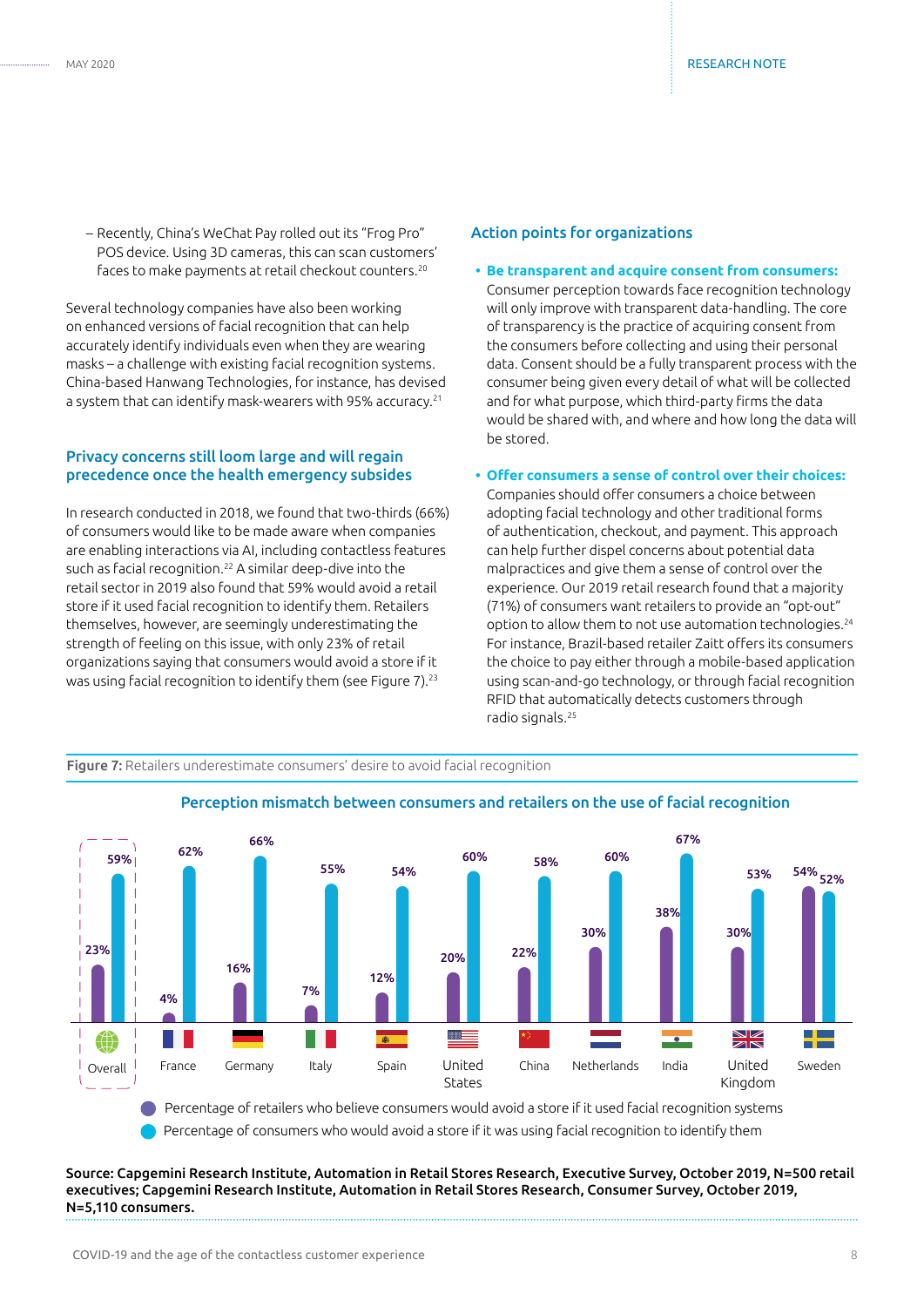– Recently, China's WeChat Pay rolled out its "Frog Pro" POS device. Using 3D cameras, this can scan customers' faces to make payments at retail checkout counters.[20]

Several technology companies have also been working on enhanced versions of facial recognition that can help accurately identify individuals even when they are wearing masks – a challenge with existing facial recognition systems. China-based Hanwang Technologies, for instance, has devised a system that can identify mask-wearers with 95% accuracy.[21]

## Privacy concerns still loom large and will regain precedence once the health emergency subsides

In research conducted in 2018, we found that two-thirds (66%) of consumers would like to be made aware when companies are enabling interactions via AI, including contactless features such as facial recognition.[22] A similar deep-dive into the retail sector in 2019 also found that 59% would avoid a retail store if it used facial recognition to identify them. Retailers themselves, however, are seemingly underestimating the strength of feeling on this issue, with only 23% of retail organizations saying that consumers would avoid a store if it was using facial recognition to identify them (see Figure 7).[23]

## Action points for organizations

- **Be transparent and acquire consent from consumers:** Consumer perception towards face recognition technology will only improve with transparent data-handling. The core of transparency is the practice of acquiring consent from the consumers before collecting and using their personal data. Consent should be a fully transparent process with the consumer being given every detail of what will be collected and for what purpose, which third-party firms the data would be shared with, and where and how long the data will be stored.

- **Offer consumers a sense of control over their choices:** Companies should offer consumers a choice between adopting facial technology and other traditional forms of authentication, checkout, and payment. This approach can help further dispel concerns about potential data malpractices and give them a sense of control over the experience. Our 2019 retail research found that a majority (71%) of consumers want retailers to provide an "opt-out" option to allow them to not use automation technologies.[24] For instance, Brazil-based retailer Zaitt offers its consumers the choice to pay either through a mobile-based application using scan-and-go technology, or through facial recognition RFID that automatically detects customers through radio signals.[25]

**Figure 7:** Retailers underestimate consumers' desire to avoid facial recognition

Perception mismatch between consumers and retailers on the use of facial recognition

Overall: 23%, 59%
France: 4%, 62%
Germany: 16%, 66%
Italy: 7%, 55%
Spain: 12%, 54%
United States: 20%, 60%
China: 22%, 58%
Netherlands: 30%, 60%
India: 38%, 67%
United Kingdom: 30%, 53%
Sweden: 54%, 52%

Percentage of retailers who believe consumers would avoid a store if it used facial recognition systems

Percentage of consumers who would avoid a store if it was using facial recognition to identify them

**Source: Capgemini Research Institute, Automation in Retail Stores Research, Executive Survey, October 2019, N=500 retail executives; Capgemini Research Institute, Automation in Retail Stores Research, Consumer Survey, October 2019, N=5,110 consumers.**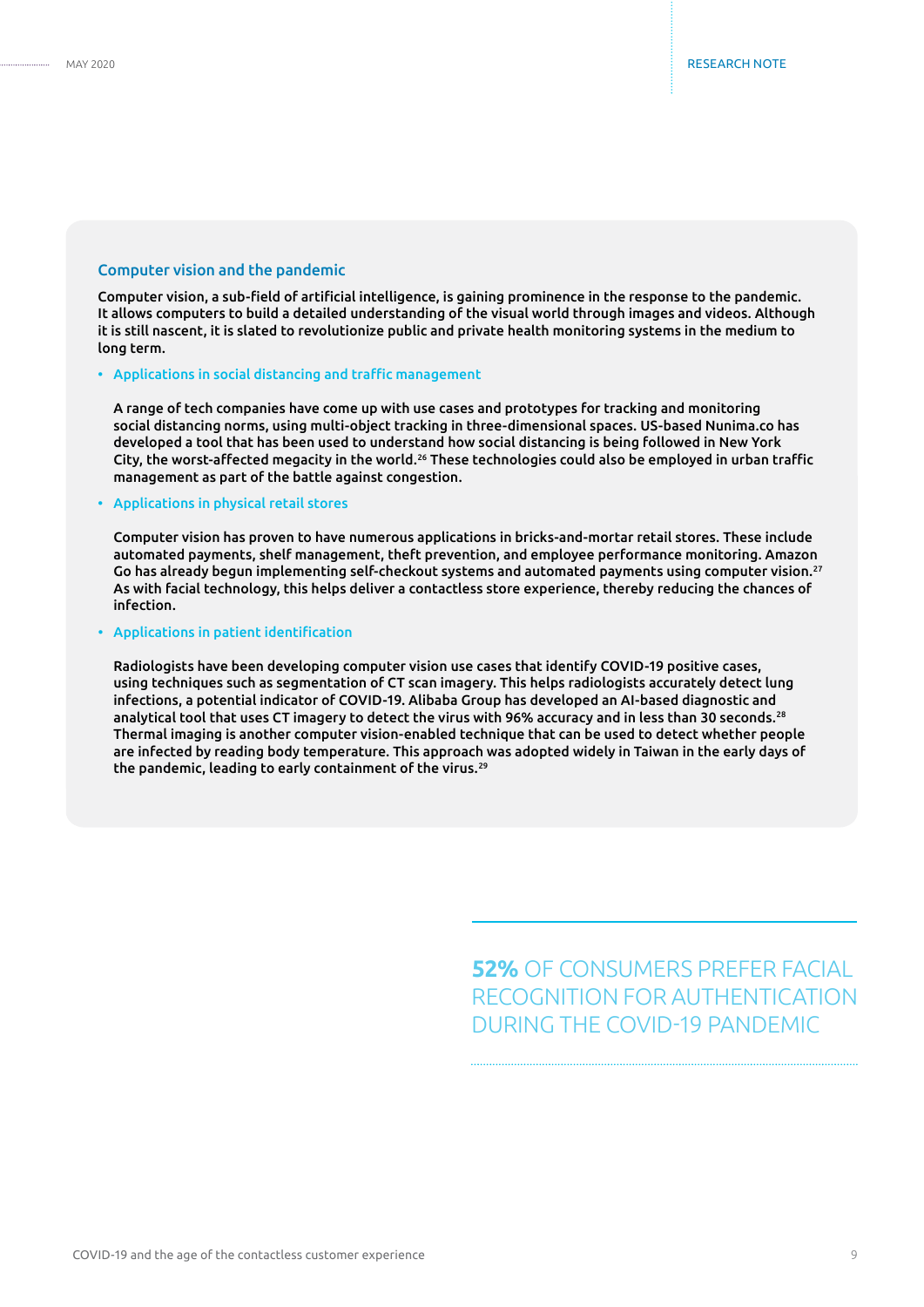## Computer vision and the pandemic

Computer vision, a sub-field of artificial intelligence, is gaining prominence in the response to the pandemic. It allows computers to build a detailed understanding of the visual world through images and videos. Although it is still nascent, it is slated to revolutionize public and private health monitoring systems in the medium to long term.

- **Applications in social distancing and traffic management**

  A range of tech companies have come up with use cases and prototypes for tracking and monitoring social distancing norms, using multi-object tracking in three-dimensional spaces. US-based Nunima.co has developed a tool that has been used to understand how social distancing is being followed in New York City, the worst-affected megacity in the world.[26] These technologies could also be employed in urban traffic management as part of the battle against congestion.

- **Applications in physical retail stores**

  Computer vision has proven to have numerous applications in bricks-and-mortar retail stores. These include automated payments, shelf management, theft prevention, and employee performance monitoring. Amazon Go has already begun implementing self-checkout systems and automated payments using computer vision.[27] As with facial technology, this helps deliver a contactless store experience, thereby reducing the chances of infection.

- **Applications in patient identification**

  Radiologists have been developing computer vision use cases that identify COVID-19 positive cases, using techniques such as segmentation of CT scan imagery. This helps radiologists accurately detect lung infections, a potential indicator of COVID-19. Alibaba Group has developed an AI-based diagnostic and analytical tool that uses CT imagery to detect the virus with 96% accuracy and in less than 30 seconds.[28] Thermal imaging is another computer vision-enabled technique that can be used to detect whether people are infected by reading body temperature. This approach was adopted widely in Taiwan in the early days of the pandemic, leading to early containment of the virus.[29]

**52%** OF CONSUMERS PREFER FACIAL RECOGNITION FOR AUTHENTICATION DURING THE COVID-19 PANDEMIC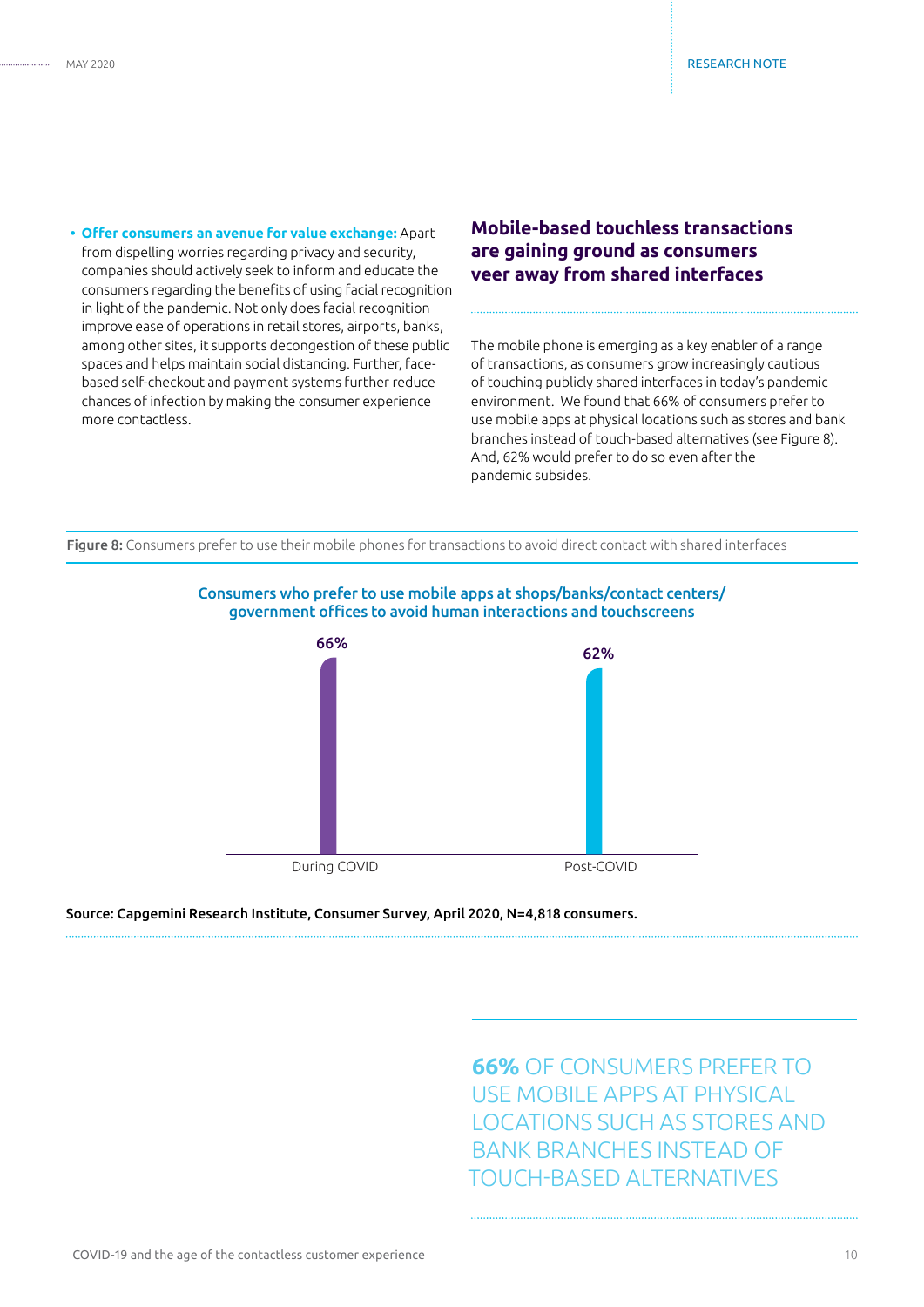- **Offer consumers an avenue for value exchange:** Apart from dispelling worries regarding privacy and security, companies should actively seek to inform and educate the consumers regarding the benefits of using facial recognition in light of the pandemic. Not only does facial recognition improve ease of operations in retail stores, airports, banks, among other sites, it supports decongestion of these public spaces and helps maintain social distancing. Further, face-based self-checkout and payment systems further reduce chances of infection by making the consumer experience more contactless.

## Mobile-based touchless transactions are gaining ground as consumers veer away from shared interfaces

The mobile phone is emerging as a key enabler of a range of transactions, as consumers grow increasingly cautious of touching publicly shared interfaces in today's pandemic environment. We found that 66% of consumers prefer to use mobile apps at physical locations such as stores and bank branches instead of touch-based alternatives (see Figure 8). And, 62% would prefer to do so even after the pandemic subsides.

**Figure 8:** Consumers prefer to use their mobile phones for transactions to avoid direct contact with shared interfaces

Consumers who prefer to use mobile apps at shops/banks/contact centers/ government offices to avoid human interactions and touchscreens

66%

62%

During COVID

Post-COVID

**Source: Capgemini Research Institute, Consumer Survey, April 2020, N=4,818 consumers.**

**66%** OF CONSUMERS PREFER TO USE MOBILE APPS AT PHYSICAL LOCATIONS SUCH AS STORES AND BANK BRANCHES INSTEAD OF TOUCH-BASED ALTERNATIVES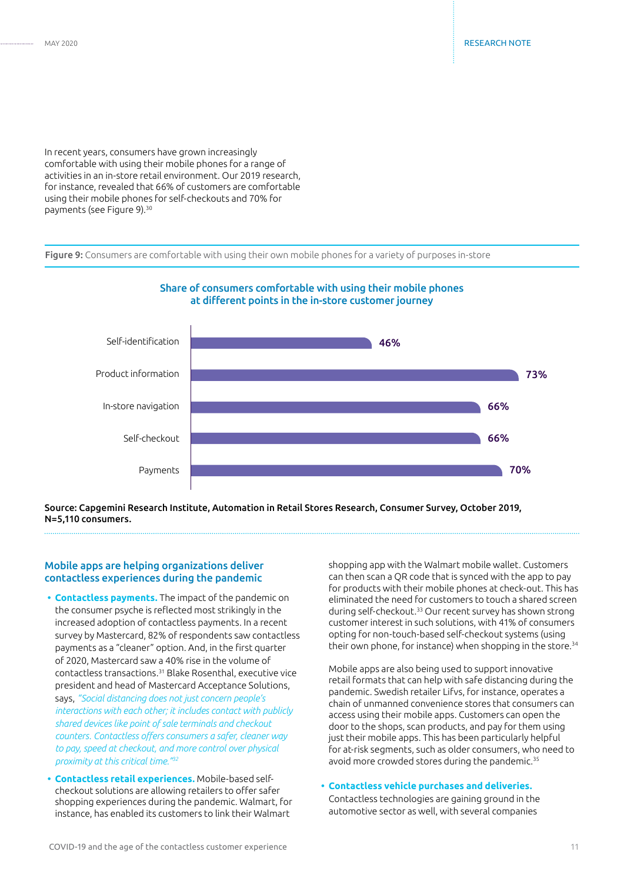In recent years, consumers have grown increasingly comfortable with using their mobile phones for a range of activities in an in-store retail environment. Our 2019 research, for instance, revealed that 66% of customers are comfortable using their mobile phones for self-checkouts and 70% for payments (see Figure 9).[30]

**Figure 9:** Consumers are comfortable with using their own mobile phones for a variety of purposes in-store

Share of consumers comfortable with using their mobile phones at different points in the in-store customer journey

Self-identification 46%
Product information 73%
In-store navigation 66%
Self-checkout 66%
Payments 70%

**Source: Capgemini Research Institute, Automation in Retail Stores Research, Consumer Survey, October 2019, N=5,110 consumers.**

## Mobile apps are helping organizations deliver contactless experiences during the pandemic

- **Contactless payments.** The impact of the pandemic on the consumer psyche is reflected most strikingly in the increased adoption of contactless payments. In a recent survey by Mastercard, 82% of respondents saw contactless payments as a "cleaner" option. And, in the first quarter of 2020, Mastercard saw a 40% rise in the volume of contactless transactions.[31] Blake Rosenthal, executive vice president and head of Mastercard Acceptance Solutions, says, *"Social distancing does not just concern people's interactions with each other; it includes contact with publicly shared devices like point of sale terminals and checkout counters. Contactless offers consumers a safer, cleaner way to pay, speed at checkout, and more control over physical proximity at this critical time."*[32]
- **Contactless retail experiences.** Mobile-based self-checkout solutions are allowing retailers to offer safer shopping experiences during the pandemic. Walmart, for instance, has enabled its customers to link their Walmart shopping app with the Walmart mobile wallet. Customers can then scan a QR code that is synced with the app to pay for products with their mobile phones at check-out. This has eliminated the need for customers to touch a shared screen during self-checkout.[33] Our recent survey has shown strong customer interest in such solutions, with 41% of consumers opting for non-touch-based self-checkout systems (using their own phone, for instance) when shopping in the store.[34]

  Mobile apps are also being used to support innovative retail formats that can help with safe distancing during the pandemic. Swedish retailer Lifvs, for instance, operates a chain of unmanned convenience stores that consumers can access using their mobile apps. Customers can open the door to the shops, scan products, and pay for them using just their mobile apps. This has been particularly helpful for at-risk segments, such as older consumers, who need to avoid more crowded stores during the pandemic.[35]
- **Contactless vehicle purchases and deliveries.** Contactless technologies are gaining ground in the automotive sector as well, with several companies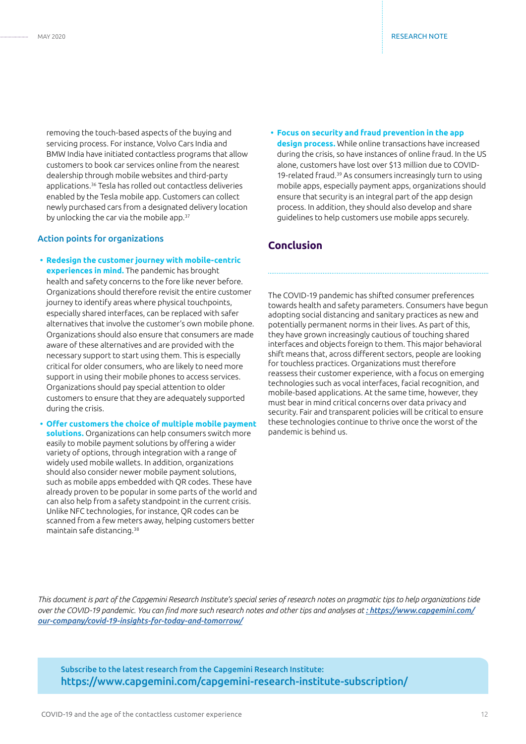removing the touch-based aspects of the buying and servicing process. For instance, Volvo Cars India and BMW India have initiated contactless programs that allow customers to book car services online from the nearest dealership through mobile websites and third-party applications.[36] Tesla has rolled out contactless deliveries enabled by the Tesla mobile app. Customers can collect newly purchased cars from a designated delivery location by unlocking the car via the mobile app.[37]

### Action points for organizations

- **Redesign the customer journey with mobile-centric experiences in mind.** The pandemic has brought health and safety concerns to the fore like never before. Organizations should therefore revisit the entire customer journey to identify areas where physical touchpoints, especially shared interfaces, can be replaced with safer alternatives that involve the customer's own mobile phone. Organizations should also ensure that consumers are made aware of these alternatives and are provided with the necessary support to start using them. This is especially critical for older consumers, who are likely to need more support in using their mobile phones to access services. Organizations should pay special attention to older customers to ensure that they are adequately supported during the crisis.
- **Offer customers the choice of multiple mobile payment solutions.** Organizations can help consumers switch more easily to mobile payment solutions by offering a wider variety of options, through integration with a range of widely used mobile wallets. In addition, organizations should also consider newer mobile payment solutions, such as mobile apps embedded with QR codes. These have already proven to be popular in some parts of the world and can also help from a safety standpoint in the current crisis. Unlike NFC technologies, for instance, QR codes can be scanned from a few meters away, helping customers better maintain safe distancing.[38]
- **Focus on security and fraud prevention in the app design process.** While online transactions have increased during the crisis, so have instances of online fraud. In the US alone, customers have lost over $13 million due to COVID-19-related fraud.[39] As consumers increasingly turn to using mobile apps, especially payment apps, organizations should ensure that security is an integral part of the app design process. In addition, they should also develop and share guidelines to help customers use mobile apps securely.

## Conclusion

The COVID-19 pandemic has shifted consumer preferences towards health and safety parameters. Consumers have begun adopting social distancing and sanitary practices as new and potentially permanent norms in their lives. As part of this, they have grown increasingly cautious of touching shared interfaces and objects foreign to them. This major behavioral shift means that, across different sectors, people are looking for touchless practices. Organizations must therefore reassess their customer experience, with a focus on emerging technologies such as vocal interfaces, facial recognition, and mobile-based applications. At the same time, however, they must bear in mind critical concerns over data privacy and security. Fair and transparent policies will be critical to ensure these technologies continue to thrive once the worst of the pandemic is behind us.

*This document is part of the Capgemini Research Institute's special series of research notes on pragmatic tips to help organizations tide over the COVID-19 pandemic. You can find more such research notes and other tips and analyses at : https://www.capgemini.com/our-company/covid-19-insights-for-today-and-tomorrow/*

Subscribe to the latest research from the Capgemini Research Institute:
https://www.capgemini.com/capgemini-research-institute-subscription/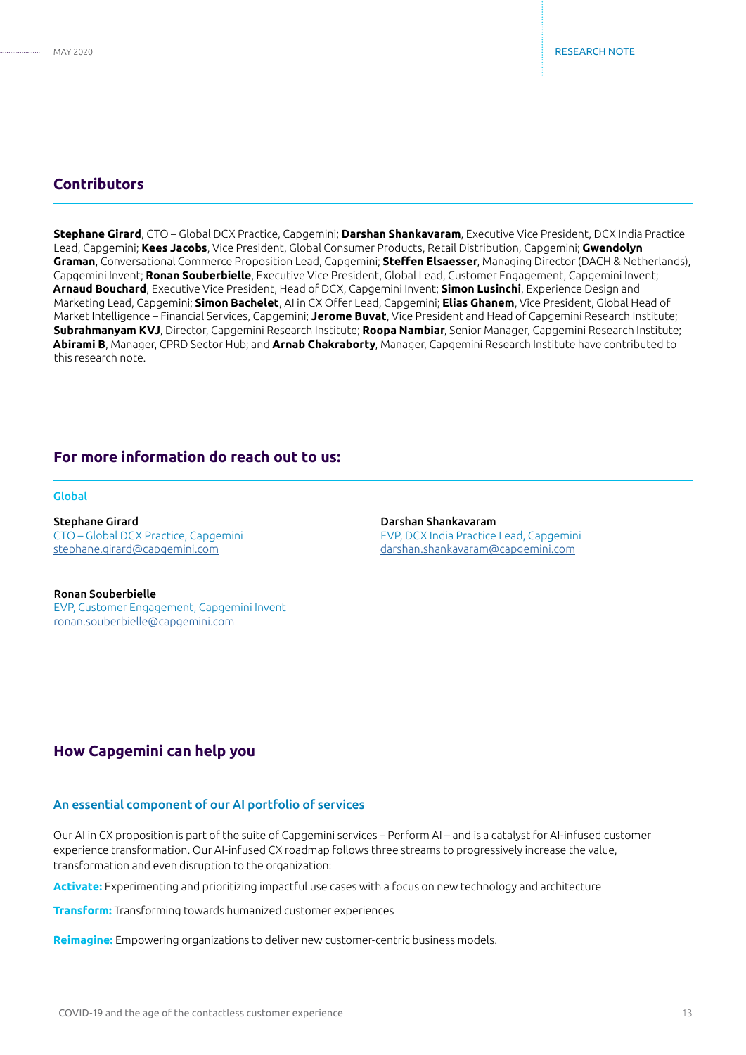## Contributors

**Stephane Girard**, CTO – Global DCX Practice, Capgemini; **Darshan Shankavaram**, Executive Vice President, DCX India Practice Lead, Capgemini; **Kees Jacobs**, Vice President, Global Consumer Products, Retail Distribution, Capgemini; **Gwendolyn Graman**, Conversational Commerce Proposition Lead, Capgemini; **Steffen Elsaesser**, Managing Director (DACH & Netherlands), Capgemini Invent; **Ronan Souberbielle**, Executive Vice President, Global Lead, Customer Engagement, Capgemini Invent; **Arnaud Bouchard**, Executive Vice President, Head of DCX, Capgemini Invent; **Simon Lusinchi**, Experience Design and Marketing Lead, Capgemini; **Simon Bachelet**, AI in CX Offer Lead, Capgemini; **Elias Ghanem**, Vice President, Global Head of Market Intelligence – Financial Services, Capgemini; **Jerome Buvat**, Vice President and Head of Capgemini Research Institute; **Subrahmanyam KVJ**, Director, Capgemini Research Institute; **Roopa Nambiar**, Senior Manager, Capgemini Research Institute; **Abirami B**, Manager, CPRD Sector Hub; and **Arnab Chakraborty**, Manager, Capgemini Research Institute have contributed to this research note.

## For more information do reach out to us:

### Global

**Stephane Girard**
CTO – Global DCX Practice, Capgemini
stephane.girard@capgemini.com

**Darshan Shankavaram**
EVP, DCX India Practice Lead, Capgemini
darshan.shankavaram@capgemini.com

**Ronan Souberbielle**
EVP, Customer Engagement, Capgemini Invent
ronan.souberbielle@capgemini.com

## How Capgemini can help you

### An essential component of our AI portfolio of services

Our AI in CX proposition is part of the suite of Capgemini services – Perform AI – and is a catalyst for AI-infused customer experience transformation. Our AI-infused CX roadmap follows three streams to progressively increase the value, transformation and even disruption to the organization:

**Activate:** Experimenting and prioritizing impactful use cases with a focus on new technology and architecture

**Transform:** Transforming towards humanized customer experiences

**Reimagine:** Empowering organizations to deliver new customer-centric business models.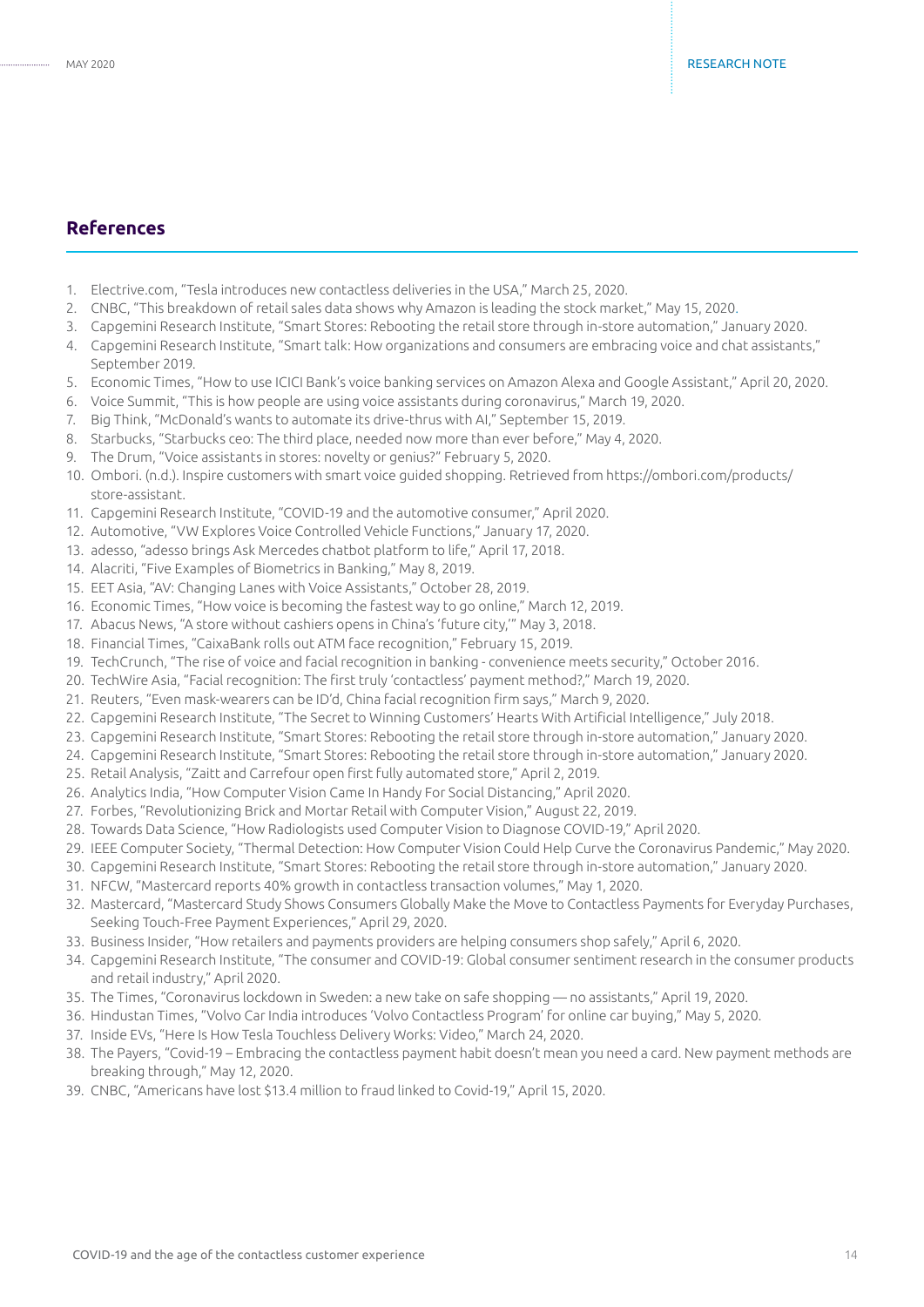## References

1. Electrive.com, "Tesla introduces new contactless deliveries in the USA," March 25, 2020.
2. CNBC, "This breakdown of retail sales data shows why Amazon is leading the stock market," May 15, 2020.
3. Capgemini Research Institute, "Smart Stores: Rebooting the retail store through in-store automation," January 2020.
4. Capgemini Research Institute, "Smart talk: How organizations and consumers are embracing voice and chat assistants," September 2019.
5. Economic Times, "How to use ICICI Bank's voice banking services on Amazon Alexa and Google Assistant," April 20, 2020.
6. Voice Summit, "This is how people are using voice assistants during coronavirus," March 19, 2020.
7. Big Think, "McDonald's wants to automate its drive-thrus with AI," September 15, 2019.
8. Starbucks, "Starbucks ceo: The third place, needed now more than ever before," May 4, 2020.
9. The Drum, "Voice assistants in stores: novelty or genius?" February 5, 2020.
10. Ombori. (n.d.). Inspire customers with smart voice guided shopping. Retrieved from https://ombori.com/products/store-assistant.
11. Capgemini Research Institute, "COVID-19 and the automotive consumer," April 2020.
12. Automotive, "VW Explores Voice Controlled Vehicle Functions," January 17, 2020.
13. adesso, "adesso brings Ask Mercedes chatbot platform to life," April 17, 2018.
14. Alacriti, "Five Examples of Biometrics in Banking," May 8, 2019.
15. EET Asia, "AV: Changing Lanes with Voice Assistants," October 28, 2019.
16. Economic Times, "How voice is becoming the fastest way to go online," March 12, 2019.
17. Abacus News, "A store without cashiers opens in China's 'future city,'" May 3, 2018.
18. Financial Times, "CaixaBank rolls out ATM face recognition," February 15, 2019.
19. TechCrunch, "The rise of voice and facial recognition in banking - convenience meets security," October 2016.
20. TechWire Asia, "Facial recognition: The first truly 'contactless' payment method?," March 19, 2020.
21. Reuters, "Even mask-wearers can be ID'd, China facial recognition firm says," March 9, 2020.
22. Capgemini Research Institute, "The Secret to Winning Customers' Hearts With Artificial Intelligence," July 2018.
23. Capgemini Research Institute, "Smart Stores: Rebooting the retail store through in-store automation," January 2020.
24. Capgemini Research Institute, "Smart Stores: Rebooting the retail store through in-store automation," January 2020.
25. Retail Analysis, "Zaitt and Carrefour open first fully automated store," April 2, 2019.
26. Analytics India, "How Computer Vision Came In Handy For Social Distancing," April 2020.
27. Forbes, "Revolutionizing Brick and Mortar Retail with Computer Vision," August 22, 2019.
28. Towards Data Science, "How Radiologists used Computer Vision to Diagnose COVID-19," April 2020.
29. IEEE Computer Society, "Thermal Detection: How Computer Vision Could Help Curve the Coronavirus Pandemic," May 2020.
30. Capgemini Research Institute, "Smart Stores: Rebooting the retail store through in-store automation," January 2020.
31. NFCW, "Mastercard reports 40% growth in contactless transaction volumes," May 1, 2020.
32. Mastercard, "Mastercard Study Shows Consumers Globally Make the Move to Contactless Payments for Everyday Purchases, Seeking Touch-Free Payment Experiences," April 29, 2020.
33. Business Insider, "How retailers and payments providers are helping consumers shop safely," April 6, 2020.
34. Capgemini Research Institute, "The consumer and COVID-19: Global consumer sentiment research in the consumer products and retail industry," April 2020.
35. The Times, "Coronavirus lockdown in Sweden: a new take on safe shopping — no assistants," April 19, 2020.
36. Hindustan Times, "Volvo Car India introduces 'Volvo Contactless Program' for online car buying," May 5, 2020.
37. Inside EVs, "Here Is How Tesla Touchless Delivery Works: Video," March 24, 2020.
38. The Payers, "Covid-19 – Embracing the contactless payment habit doesn't mean you need a card. New payment methods are breaking through," May 12, 2020.
39. CNBC, "Americans have lost $13.4 million to fraud linked to Covid-19," April 15, 2020.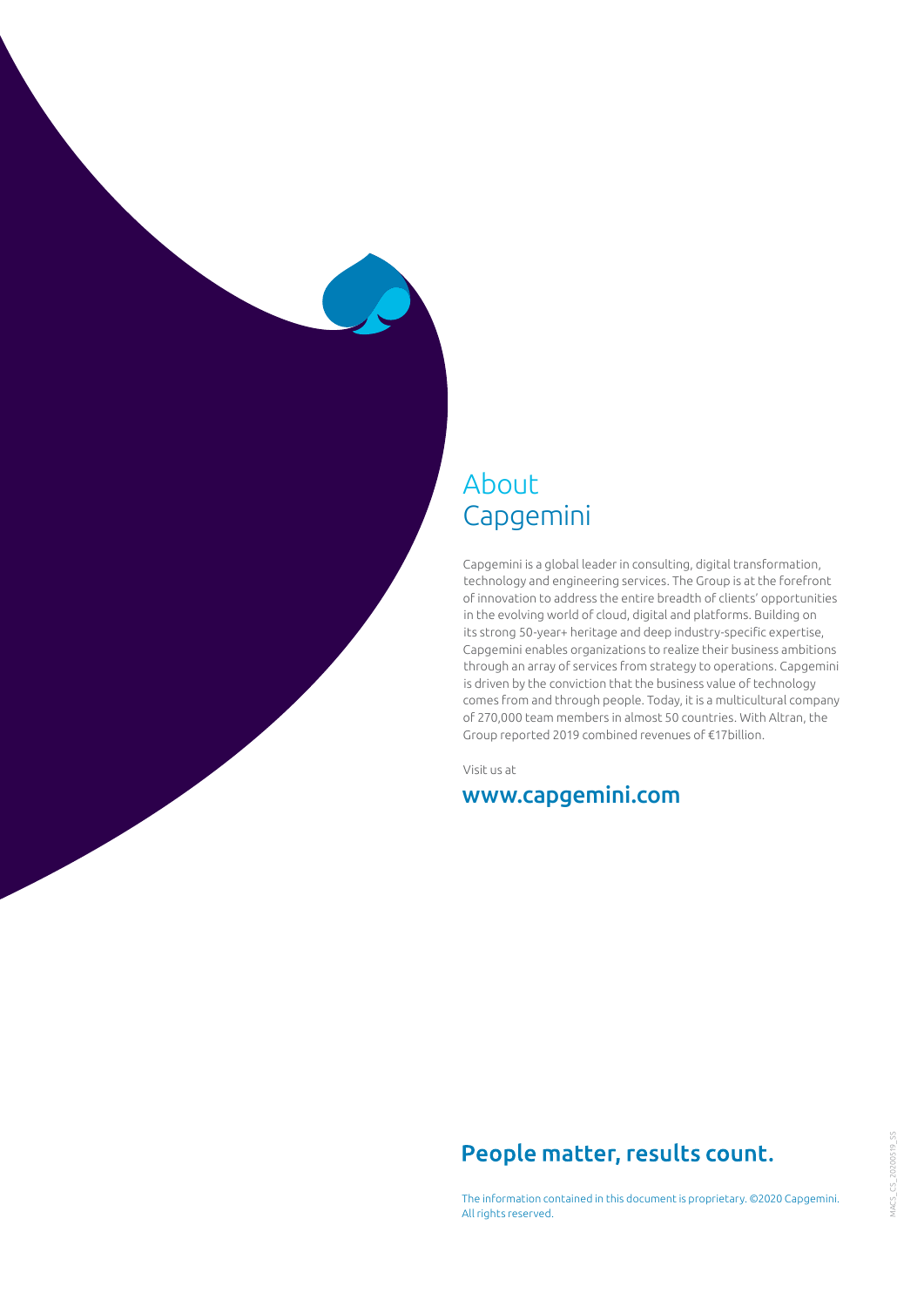# About Capgemini

Capgemini is a global leader in consulting, digital transformation, technology and engineering services. The Group is at the forefront of innovation to address the entire breadth of clients' opportunities in the evolving world of cloud, digital and platforms. Building on its strong 50-year+ heritage and deep industry-specific expertise, Capgemini enables organizations to realize their business ambitions through an array of services from strategy to operations. Capgemini is driven by the conviction that the business value of technology comes from and through people. Today, it is a multicultural company of 270,000 team members in almost 50 countries. With Altran, the Group reported 2019 combined revenues of €17billion.

Visit us at

## www.capgemini.com

## People matter, results count.

The information contained in this document is proprietary. ©2020 Capgemini. All rights reserved.

MACS_CS_20200519_SS